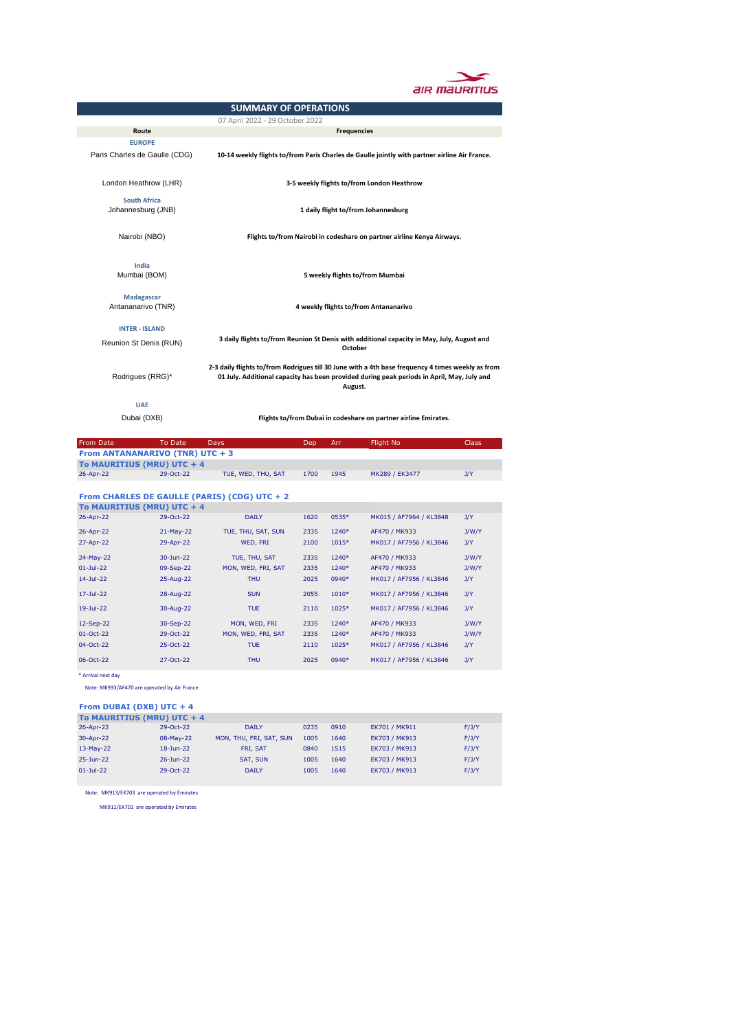air mauritius

# SUMMARY OF OPERATIONS

07 April 2022 - 29 October 2022

| Route | Frequencies |
|---|---|
| **EUROPE** | |
| Paris Charles de Gaulle (CDG) | **10-14 weekly flights to/from Paris Charles de Gaulle jointly with partner airline Air France.** |
| London Heathrow (LHR) | **3-5 weekly flights to/from London Heathrow** |
| **South Africa** | |
| Johannesburg (JNB) | **1 daily flight to/from Johannesburg** |
| Nairobi (NBO) | **Flights to/from Nairobi in codeshare on partner airline Kenya Airways.** |
| **India** | |
| Mumbai (BOM) | **5 weekly flights to/from Mumbai** |
| **Madagascar** | |
| Antananarivo (TNR) | **4 weekly flights to/from Antananarivo** |
| **INTER - ISLAND** | |
| Reunion St Denis (RUN) | **3 daily flights to/from Reunion St Denis with additional capacity in May, July, August and October** |
| Rodrigues (RRG)* | **2-3 daily flights to/from Rodrigues till 30 June with a 4th base frequency 4 times weekly as from 01 July. Additional capacity has been provided during peak periods in April, May, July and August.** |
| **UAE** | |
| Dubai (DXB) | **Flights to/from Dubai in codeshare on partner airline Emirates.** |

| From Date | To Date | Days | Dep | Arr | Flight No | Class |
|---|---|---|---|---|---|---|
| **From ANTANANARIVO (TNR) UTC + 3** | | | | | | |
| **To MAURITIUS (MRU) UTC + 4** | | | | | | |
| 26-Apr-22 | 29-Oct-22 | TUE, WED, THU, SAT | 1700 | 1945 | MK289 / EK3477 | J/Y |

| From Date | To Date | Days | Dep | Arr | Flight No | Class |
|---|---|---|---|---|---|---|
| **From CHARLES DE GAULLE (PARIS) (CDG) UTC + 2** | | | | | | |
| **To MAURITIUS (MRU) UTC + 4** | | | | | | |
| 26-Apr-22 | 29-Oct-22 | DAILY | 1620 | 0535* | MK015 / AF7964 / KL3848 | J/Y |
| 26-Apr-22 | 21-May-22 | TUE, THU, SAT, SUN | 2335 | 1240* | AF470 / MK933 | J/W/Y |
| 27-Apr-22 | 29-Apr-22 | WED, FRI | 2100 | 1015* | MK017 / AF7956 / KL3846 | J/Y |
| 24-May-22 | 30-Jun-22 | TUE, THU, SAT | 2335 | 1240* | AF470 / MK933 | J/W/Y |
| 01-Jul-22 | 09-Sep-22 | MON, WED, FRI, SAT | 2335 | 1240* | AF470 / MK933 | J/W/Y |
| 14-Jul-22 | 25-Aug-22 | THU | 2025 | 0940* | MK017 / AF7956 / KL3846 | J/Y |
| 17-Jul-22 | 28-Aug-22 | SUN | 2055 | 1010* | MK017 / AF7956 / KL3846 | J/Y |
| 19-Jul-22 | 30-Aug-22 | TUE | 2110 | 1025* | MK017 / AF7956 / KL3846 | J/Y |
| 12-Sep-22 | 30-Sep-22 | MON, WED, FRI | 2335 | 1240* | AF470 / MK933 | J/W/Y |
| 01-Oct-22 | 29-Oct-22 | MON, WED, FRI, SAT | 2335 | 1240* | AF470 / MK933 | J/W/Y |
| 04-Oct-22 | 25-Oct-22 | TUE | 2110 | 1025* | MK017 / AF7956 / KL3846 | J/Y |
| 06-Oct-22 | 27-Oct-22 | THU | 2025 | 0940* | MK017 / AF7956 / KL3846 | J/Y |

\* Arrival next day

Note: MK933/AF470 are operated by Air France

| From Date | To Date | Days | Dep | Arr | Flight No | Class |
|---|---|---|---|---|---|---|
| **From DUBAI (DXB) UTC + 4** | | | | | | |
| **To MAURITIUS (MRU) UTC + 4** | | | | | | |
| 26-Apr-22 | 29-Oct-22 | DAILY | 0235 | 0910 | EK701 / MK911 | F/J/Y |
| 30-Apr-22 | 08-May-22 | MON, THU, FRI, SAT, SUN | 1005 | 1640 | EK703 / MK913 | F/J/Y |
| 13-May-22 | 18-Jun-22 | FRI, SAT | 0840 | 1515 | EK703 / MK913 | F/J/Y |
| 25-Jun-22 | 26-Jun-22 | SAT, SUN | 1005 | 1640 | EK703 / MK913 | F/J/Y |
| 01-Jul-22 | 29-Oct-22 | DAILY | 1005 | 1640 | EK703 / MK913 | F/J/Y |

Note: MK913/EK703 are operated by Emirates

MK911/EK701 are operated by Emirates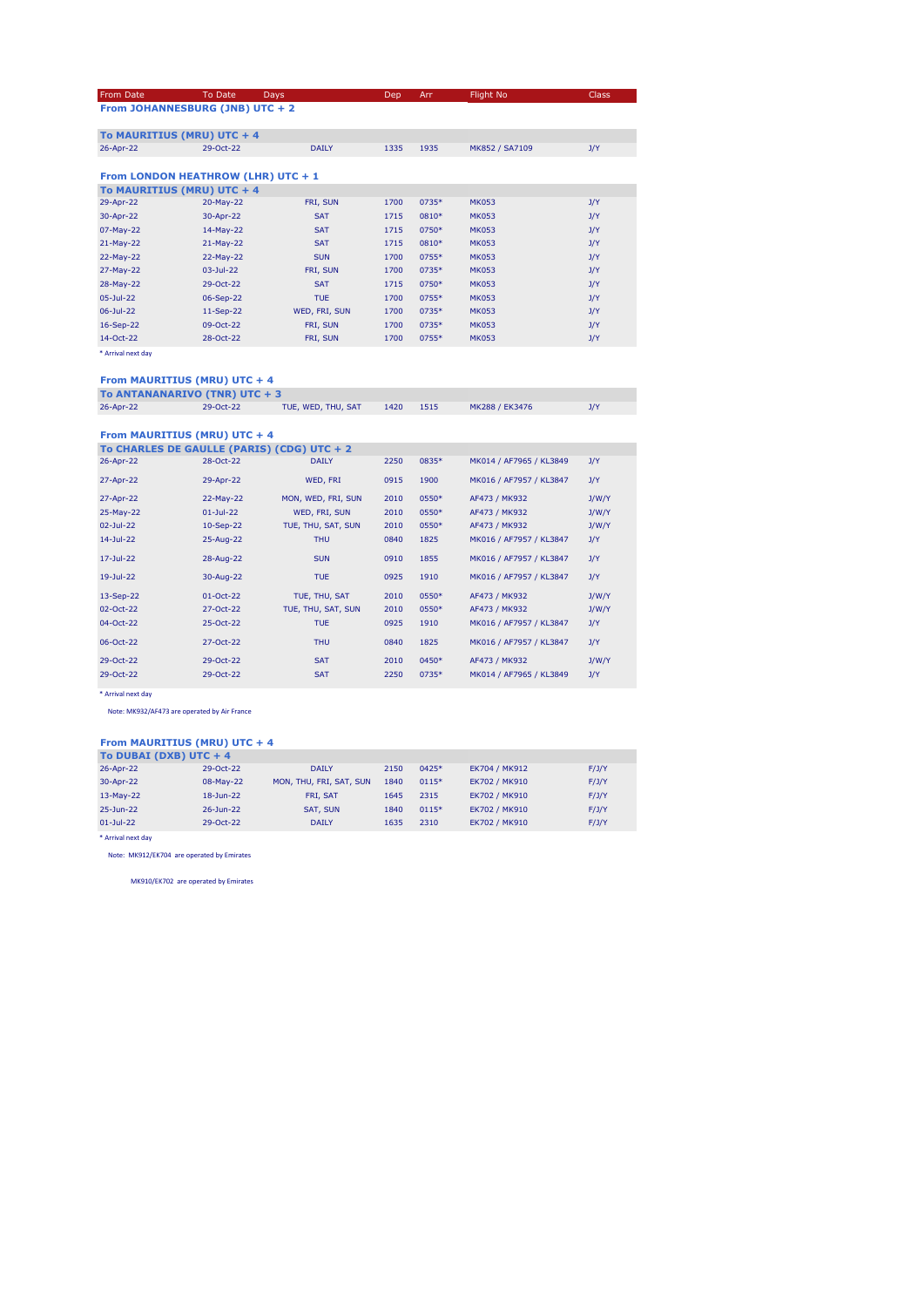| From Date | To Date | Days | Dep | Arr | Flight No | Class |
|---|---|---|---|---|---|---|
| **From JOHANNESBURG (JNB) UTC + 2** | | | | | | |
| **To MAURITIUS (MRU) UTC + 4** | | | | | | |
| 26-Apr-22 | 29-Oct-22 | DAILY | 1335 | 1935 | MK852 / SA7109 | J/Y |

**From LONDON HEATHROW (LHR) UTC + 1**

| From Date | To Date | Days | Dep | Arr | Flight No | Class |
|---|---|---|---|---|---|---|
| **To MAURITIUS (MRU) UTC + 4** | | | | | | |
| 29-Apr-22 | 20-May-22 | FRI, SUN | 1700 | 0735* | MK053 | J/Y |
| 30-Apr-22 | 30-Apr-22 | SAT | 1715 | 0810* | MK053 | J/Y |
| 07-May-22 | 14-May-22 | SAT | 1715 | 0750* | MK053 | J/Y |
| 21-May-22 | 21-May-22 | SAT | 1715 | 0810* | MK053 | J/Y |
| 22-May-22 | 22-May-22 | SUN | 1700 | 0755* | MK053 | J/Y |
| 27-May-22 | 03-Jul-22 | FRI, SUN | 1700 | 0735* | MK053 | J/Y |
| 28-May-22 | 29-Oct-22 | SAT | 1715 | 0750* | MK053 | J/Y |
| 05-Jul-22 | 06-Sep-22 | TUE | 1700 | 0755* | MK053 | J/Y |
| 06-Jul-22 | 11-Sep-22 | WED, FRI, SUN | 1700 | 0735* | MK053 | J/Y |
| 16-Sep-22 | 09-Oct-22 | FRI, SUN | 1700 | 0735* | MK053 | J/Y |
| 14-Oct-22 | 28-Oct-22 | FRI, SUN | 1700 | 0755* | MK053 | J/Y |

* Arrival next day

**From MAURITIUS (MRU) UTC + 4**

| From Date | To Date | Days | Dep | Arr | Flight No | Class |
|---|---|---|---|---|---|---|
| **To ANTANANARIVO (TNR) UTC + 3** | | | | | | |
| 26-Apr-22 | 29-Oct-22 | TUE, WED, THU, SAT | 1420 | 1515 | MK288 / EK3476 | J/Y |

**From MAURITIUS (MRU) UTC + 4**

| From Date | To Date | Days | Dep | Arr | Flight No | Class |
|---|---|---|---|---|---|---|
| **To CHARLES DE GAULLE (PARIS) (CDG) UTC + 2** | | | | | | |
| 26-Apr-22 | 28-Oct-22 | DAILY | 2250 | 0835* | MK014 / AF7965 / KL3849 | J/Y |
| 27-Apr-22 | 29-Apr-22 | WED, FRI | 0915 | 1900 | MK016 / AF7957 / KL3847 | J/Y |
| 27-Apr-22 | 22-May-22 | MON, WED, FRI, SUN | 2010 | 0550* | AF473 / MK932 | J/W/Y |
| 25-May-22 | 01-Jul-22 | WED, FRI, SUN | 2010 | 0550* | AF473 / MK932 | J/W/Y |
| 02-Jul-22 | 10-Sep-22 | TUE, THU, SAT, SUN | 2010 | 0550* | AF473 / MK932 | J/W/Y |
| 14-Jul-22 | 25-Aug-22 | THU | 0840 | 1825 | MK016 / AF7957 / KL3847 | J/Y |
| 17-Jul-22 | 28-Aug-22 | SUN | 0910 | 1855 | MK016 / AF7957 / KL3847 | J/Y |
| 19-Jul-22 | 30-Aug-22 | TUE | 0925 | 1910 | MK016 / AF7957 / KL3847 | J/Y |
| 13-Sep-22 | 01-Oct-22 | TUE, THU, SAT | 2010 | 0550* | AF473 / MK932 | J/W/Y |
| 02-Oct-22 | 27-Oct-22 | TUE, THU, SAT, SUN | 2010 | 0550* | AF473 / MK932 | J/W/Y |
| 04-Oct-22 | 25-Oct-22 | TUE | 0925 | 1910 | MK016 / AF7957 / KL3847 | J/Y |
| 06-Oct-22 | 27-Oct-22 | THU | 0840 | 1825 | MK016 / AF7957 / KL3847 | J/Y |
| 29-Oct-22 | 29-Oct-22 | SAT | 2010 | 0450* | AF473 / MK932 | J/W/Y |
| 29-Oct-22 | 29-Oct-22 | SAT | 2250 | 0735* | MK014 / AF7965 / KL3849 | J/Y |

* Arrival next day

Note: MK932/AF473 are operated by Air France

**From MAURITIUS (MRU) UTC + 4**

| From Date | To Date | Days | Dep | Arr | Flight No | Class |
|---|---|---|---|---|---|---|
| **To DUBAI (DXB) UTC + 4** | | | | | | |
| 26-Apr-22 | 29-Oct-22 | DAILY | 2150 | 0425* | EK704 / MK912 | F/J/Y |
| 30-Apr-22 | 08-May-22 | MON, THU, FRI, SAT, SUN | 1840 | 0115* | EK702 / MK910 | F/J/Y |
| 13-May-22 | 18-Jun-22 | FRI, SAT | 1645 | 2315 | EK702 / MK910 | F/J/Y |
| 25-Jun-22 | 26-Jun-22 | SAT, SUN | 1840 | 0115* | EK702 / MK910 | F/J/Y |
| 01-Jul-22 | 29-Oct-22 | DAILY | 1635 | 2310 | EK702 / MK910 | F/J/Y |

* Arrival next day

Note: MK912/EK704 are operated by Emirates

MK910/EK702 are operated by Emirates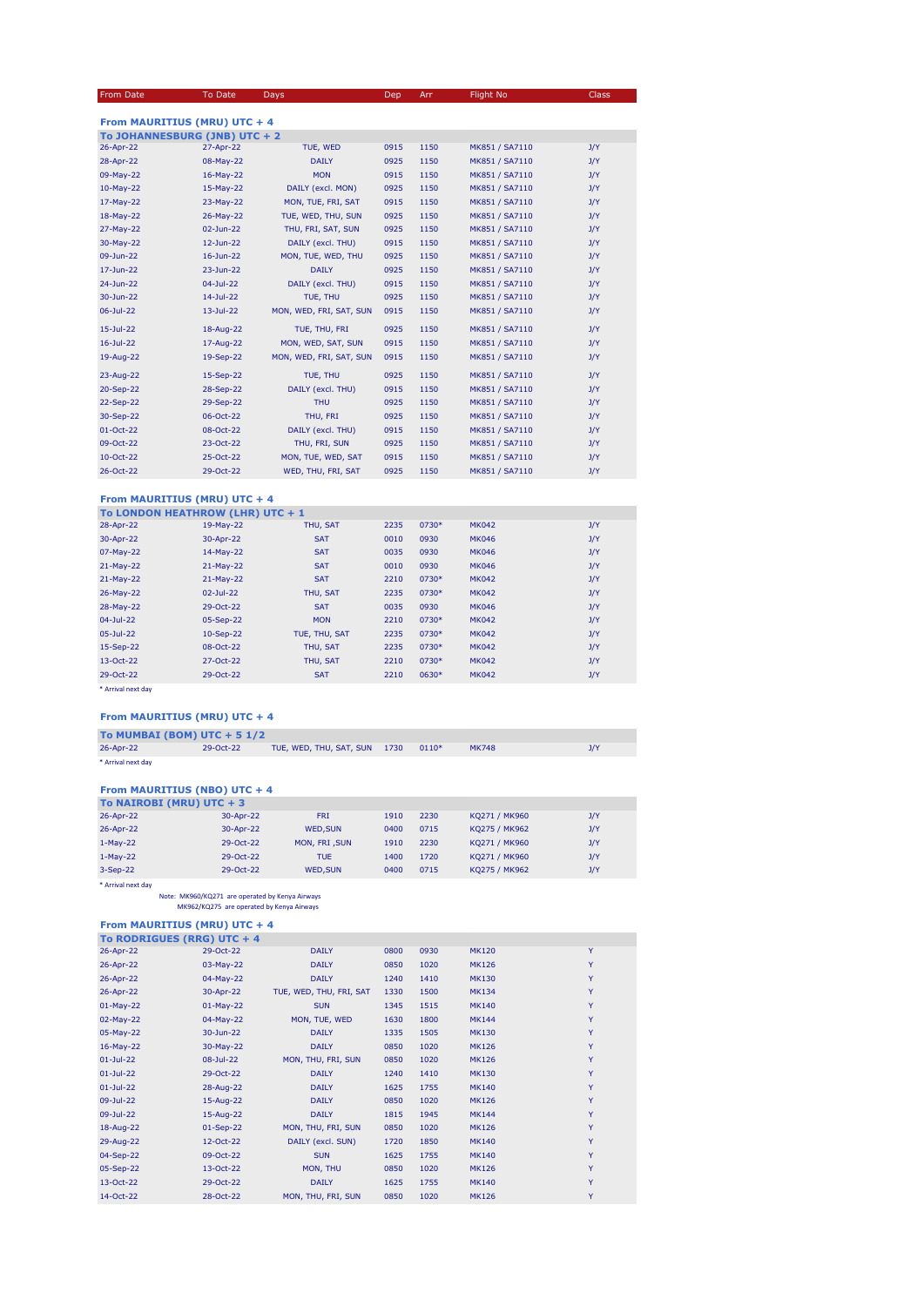| From Date | To Date | Days | Dep | Arr | Flight No | Class |
|---|---|---|---|---|---|---|

**From MAURITIUS (MRU) UTC + 4**

**To JOHANNESBURG (JNB) UTC + 2**

| From Date | To Date | Days | Dep | Arr | Flight No | Class |
|---|---|---|---|---|---|---|
| 26-Apr-22 | 27-Apr-22 | TUE, WED | 0915 | 1150 | MK851 / SA7110 | J/Y |
| 28-Apr-22 | 08-May-22 | DAILY | 0925 | 1150 | MK851 / SA7110 | J/Y |
| 09-May-22 | 16-May-22 | MON | 0915 | 1150 | MK851 / SA7110 | J/Y |
| 10-May-22 | 15-May-22 | DAILY (excl. MON) | 0925 | 1150 | MK851 / SA7110 | J/Y |
| 17-May-22 | 23-May-22 | MON, TUE, FRI, SAT | 0915 | 1150 | MK851 / SA7110 | J/Y |
| 18-May-22 | 26-May-22 | TUE, WED, THU, SUN | 0925 | 1150 | MK851 / SA7110 | J/Y |
| 27-May-22 | 02-Jun-22 | THU, FRI, SAT, SUN | 0925 | 1150 | MK851 / SA7110 | J/Y |
| 30-May-22 | 12-Jun-22 | DAILY (excl. THU) | 0915 | 1150 | MK851 / SA7110 | J/Y |
| 09-Jun-22 | 16-Jun-22 | MON, TUE, WED, THU | 0925 | 1150 | MK851 / SA7110 | J/Y |
| 17-Jun-22 | 23-Jun-22 | DAILY | 0925 | 1150 | MK851 / SA7110 | J/Y |
| 24-Jun-22 | 04-Jul-22 | DAILY (excl. THU) | 0915 | 1150 | MK851 / SA7110 | J/Y |
| 30-Jun-22 | 14-Jul-22 | TUE, THU | 0925 | 1150 | MK851 / SA7110 | J/Y |
| 06-Jul-22 | 13-Jul-22 | MON, WED, FRI, SAT, SUN | 0915 | 1150 | MK851 / SA7110 | J/Y |
| 15-Jul-22 | 18-Aug-22 | TUE, THU, FRI | 0925 | 1150 | MK851 / SA7110 | J/Y |
| 16-Jul-22 | 17-Aug-22 | MON, WED, SAT, SUN | 0915 | 1150 | MK851 / SA7110 | J/Y |
| 19-Aug-22 | 19-Sep-22 | MON, WED, FRI, SAT, SUN | 0915 | 1150 | MK851 / SA7110 | J/Y |
| 23-Aug-22 | 15-Sep-22 | TUE, THU | 0925 | 1150 | MK851 / SA7110 | J/Y |
| 20-Sep-22 | 28-Sep-22 | DAILY (excl. THU) | 0915 | 1150 | MK851 / SA7110 | J/Y |
| 22-Sep-22 | 29-Sep-22 | THU | 0925 | 1150 | MK851 / SA7110 | J/Y |
| 30-Sep-22 | 06-Oct-22 | THU, FRI | 0925 | 1150 | MK851 / SA7110 | J/Y |
| 01-Oct-22 | 08-Oct-22 | DAILY (excl. THU) | 0915 | 1150 | MK851 / SA7110 | J/Y |
| 09-Oct-22 | 23-Oct-22 | THU, FRI, SUN | 0925 | 1150 | MK851 / SA7110 | J/Y |
| 10-Oct-22 | 25-Oct-22 | MON, TUE, WED, SAT | 0915 | 1150 | MK851 / SA7110 | J/Y |
| 26-Oct-22 | 29-Oct-22 | WED, THU, FRI, SAT | 0925 | 1150 | MK851 / SA7110 | J/Y |

**From MAURITIUS (MRU) UTC + 4**

**To LONDON HEATHROW (LHR) UTC + 1**

| From Date | To Date | Days | Dep | Arr | Flight No | Class |
|---|---|---|---|---|---|---|
| 28-Apr-22 | 19-May-22 | THU, SAT | 2235 | 0730* | MK042 | J/Y |
| 30-Apr-22 | 30-Apr-22 | SAT | 0010 | 0930 | MK046 | J/Y |
| 07-May-22 | 14-May-22 | SAT | 0035 | 0930 | MK046 | J/Y |
| 21-May-22 | 21-May-22 | SAT | 0010 | 0930 | MK046 | J/Y |
| 21-May-22 | 21-May-22 | SAT | 2210 | 0730* | MK042 | J/Y |
| 26-May-22 | 02-Jul-22 | THU, SAT | 2235 | 0730* | MK042 | J/Y |
| 28-May-22 | 29-Oct-22 | SAT | 0035 | 0930 | MK046 | J/Y |
| 04-Jul-22 | 05-Sep-22 | MON | 2210 | 0730* | MK042 | J/Y |
| 05-Jul-22 | 10-Sep-22 | TUE, THU, SAT | 2235 | 0730* | MK042 | J/Y |
| 15-Sep-22 | 08-Oct-22 | THU, SAT | 2235 | 0730* | MK042 | J/Y |
| 13-Oct-22 | 27-Oct-22 | THU, SAT | 2210 | 0730* | MK042 | J/Y |
| 29-Oct-22 | 29-Oct-22 | SAT | 2210 | 0630* | MK042 | J/Y |

* Arrival next day

**From MAURITIUS (MRU) UTC + 4**

**To MUMBAI (BOM) UTC + 5 1/2**

| From Date | To Date | Days | Dep | Arr | Flight No | Class |
|---|---|---|---|---|---|---|
| 26-Apr-22 | 29-Oct-22 | TUE, WED, THU, SAT, SUN | 1730 | 0110* | MK748 | J/Y |

* Arrival next day

**From MAURITIUS (NBO) UTC + 4**

**To NAIROBI (MRU) UTC + 3**

| From Date | To Date | Days | Dep | Arr | Flight No | Class |
|---|---|---|---|---|---|---|
| 26-Apr-22 | 30-Apr-22 | FRI | 1910 | 2230 | KQ271 / MK960 | J/Y |
| 26-Apr-22 | 30-Apr-22 | WED,SUN | 0400 | 0715 | KQ275 / MK962 | J/Y |
| 1-May-22 | 29-Oct-22 | MON, FRI ,SUN | 1910 | 2230 | KQ271 / MK960 | J/Y |
| 1-May-22 | 29-Oct-22 | TUE | 1400 | 1720 | KQ271 / MK960 | J/Y |
| 3-Sep-22 | 29-Oct-22 | WED,SUN | 0400 | 0715 | KQ275 / MK962 | J/Y |

* Arrival next day

Note: MK960/KQ271 are operated by Kenya Airways
MK962/KQ275 are operated by Kenya Airways

**From MAURITIUS (MRU) UTC + 4**

**To RODRIGUES (RRG) UTC + 4**

| From Date | To Date | Days | Dep | Arr | Flight No | Class |
|---|---|---|---|---|---|---|
| 26-Apr-22 | 29-Oct-22 | DAILY | 0800 | 0930 | MK120 | Y |
| 26-Apr-22 | 03-May-22 | DAILY | 0850 | 1020 | MK126 | Y |
| 26-Apr-22 | 04-May-22 | DAILY | 1240 | 1410 | MK130 | Y |
| 26-Apr-22 | 30-Apr-22 | TUE, WED, THU, FRI, SAT | 1330 | 1500 | MK134 | Y |
| 01-May-22 | 01-May-22 | SUN | 1345 | 1515 | MK140 | Y |
| 02-May-22 | 04-May-22 | MON, TUE, WED | 1630 | 1800 | MK144 | Y |
| 05-May-22 | 30-Jun-22 | DAILY | 1335 | 1505 | MK130 | Y |
| 16-May-22 | 30-May-22 | DAILY | 0850 | 1020 | MK126 | Y |
| 01-Jul-22 | 08-Jul-22 | MON, THU, FRI, SUN | 0850 | 1020 | MK126 | Y |
| 01-Jul-22 | 29-Oct-22 | DAILY | 1240 | 1410 | MK130 | Y |
| 01-Jul-22 | 28-Aug-22 | DAILY | 1625 | 1755 | MK140 | Y |
| 09-Jul-22 | 15-Aug-22 | DAILY | 0850 | 1020 | MK126 | Y |
| 09-Jul-22 | 15-Aug-22 | DAILY | 1815 | 1945 | MK144 | Y |
| 18-Aug-22 | 01-Sep-22 | MON, THU, FRI, SUN | 0850 | 1020 | MK126 | Y |
| 29-Aug-22 | 12-Oct-22 | DAILY (excl. SUN) | 1720 | 1850 | MK140 | Y |
| 04-Sep-22 | 09-Oct-22 | SUN | 1625 | 1755 | MK140 | Y |
| 05-Sep-22 | 13-Oct-22 | MON, THU | 0850 | 1020 | MK126 | Y |
| 13-Oct-22 | 29-Oct-22 | DAILY | 1625 | 1755 | MK140 | Y |
| 14-Oct-22 | 28-Oct-22 | MON, THU, FRI, SUN | 0850 | 1020 | MK126 | Y |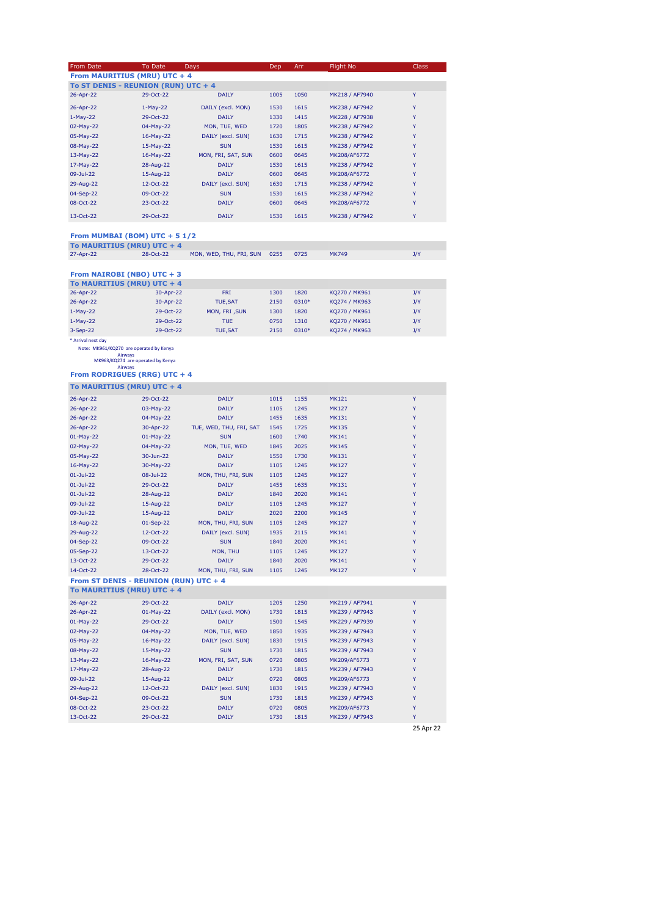| From Date | To Date | Days | Dep | Arr | Flight No | Class |
|---|---|---|---|---|---|---|
| **From MAURITIUS (MRU) UTC + 4** | | | | | | |
| **To ST DENIS - REUNION (RUN) UTC + 4** | | | | | | |
| 26-Apr-22 | 29-Oct-22 | DAILY | 1005 | 1050 | MK218 / AF7940 | Y |
| 26-Apr-22 | 1-May-22 | DAILY (excl. MON) | 1530 | 1615 | MK238 / AF7942 | Y |
| 1-May-22 | 29-Oct-22 | DAILY | 1330 | 1415 | MK228 / AF7938 | Y |
| 02-May-22 | 04-May-22 | MON, TUE, WED | 1720 | 1805 | MK238 / AF7942 | Y |
| 05-May-22 | 16-May-22 | DAILY (excl. SUN) | 1630 | 1715 | MK238 / AF7942 | Y |
| 08-May-22 | 15-May-22 | SUN | 1530 | 1615 | MK238 / AF7942 | Y |
| 13-May-22 | 16-May-22 | MON, FRI, SAT, SUN | 0600 | 0645 | MK208/AF6772 | Y |
| 17-May-22 | 28-Aug-22 | DAILY | 1530 | 1615 | MK238 / AF7942 | Y |
| 09-Jul-22 | 15-Aug-22 | DAILY | 0600 | 0645 | MK208/AF6772 | Y |
| 29-Aug-22 | 12-Oct-22 | DAILY (excl. SUN) | 1630 | 1715 | MK238 / AF7942 | Y |
| 04-Sep-22 | 09-Oct-22 | SUN | 1530 | 1615 | MK238 / AF7942 | Y |
| 08-Oct-22 | 23-Oct-22 | DAILY | 0600 | 0645 | MK208/AF6772 | Y |
| 13-Oct-22 | 29-Oct-22 | DAILY | 1530 | 1615 | MK238 / AF7942 | Y |

| | | | | | | |
|---|---|---|---|---|---|---|
| **From MUMBAI (BOM) UTC + 5 1/2** | | | | | | |
| **To MAURITIUS (MRU) UTC + 4** | | | | | | |
| 27-Apr-22 | 28-Oct-22 | MON, WED, THU, FRI, SUN | 0255 | 0725 | MK749 | J/Y |

| | | | | | | |
|---|---|---|---|---|---|---|
| **From NAIROBI (NBO) UTC + 3** | | | | | | |
| **To MAURITIUS (MRU) UTC + 4** | | | | | | |
| 26-Apr-22 | 30-Apr-22 | FRI | 1300 | 1820 | KQ270 / MK961 | J/Y |
| 26-Apr-22 | 30-Apr-22 | TUE,SAT | 2150 | 0310* | KQ274 / MK963 | J/Y |
| 1-May-22 | 29-Oct-22 | MON, FRI ,SUN | 1300 | 1820 | KQ270 / MK961 | J/Y |
| 1-May-22 | 29-Oct-22 | TUE | 0750 | 1310 | KQ270 / MK961 | J/Y |
| 3-Sep-22 | 29-Oct-22 | TUE,SAT | 2150 | 0310* | KQ274 / MK963 | J/Y |

* Arrival next day

Note: MK961/KQ270 are operated by Kenya Airways
MK963/KQ274 are operated by Kenya Airways

| | | | | | | |
|---|---|---|---|---|---|---|
| **From RODRIGUES (RRG) UTC + 4** | | | | | | |
| **To MAURITIUS (MRU) UTC + 4** | | | | | | |
| 26-Apr-22 | 29-Oct-22 | DAILY | 1015 | 1155 | MK121 | Y |
| 26-Apr-22 | 03-May-22 | DAILY | 1105 | 1245 | MK127 | Y |
| 26-Apr-22 | 04-May-22 | DAILY | 1455 | 1635 | MK131 | Y |
| 26-Apr-22 | 30-Apr-22 | TUE, WED, THU, FRI, SAT | 1545 | 1725 | MK135 | Y |
| 01-May-22 | 01-May-22 | SUN | 1600 | 1740 | MK141 | Y |
| 02-May-22 | 04-May-22 | MON, TUE, WED | 1845 | 2025 | MK145 | Y |
| 05-May-22 | 30-Jun-22 | DAILY | 1550 | 1730 | MK131 | Y |
| 16-May-22 | 30-May-22 | DAILY | 1105 | 1245 | MK127 | Y |
| 01-Jul-22 | 08-Jul-22 | MON, THU, FRI, SUN | 1105 | 1245 | MK127 | Y |
| 01-Jul-22 | 29-Oct-22 | DAILY | 1455 | 1635 | MK131 | Y |
| 01-Jul-22 | 28-Aug-22 | DAILY | 1840 | 2020 | MK141 | Y |
| 09-Jul-22 | 15-Aug-22 | DAILY | 1105 | 1245 | MK127 | Y |
| 09-Jul-22 | 15-Aug-22 | DAILY | 2020 | 2200 | MK145 | Y |
| 18-Aug-22 | 01-Sep-22 | MON, THU, FRI, SUN | 1105 | 1245 | MK127 | Y |
| 29-Aug-22 | 12-Oct-22 | DAILY (excl. SUN) | 1935 | 2115 | MK141 | Y |
| 04-Sep-22 | 09-Oct-22 | SUN | 1840 | 2020 | MK141 | Y |
| 05-Sep-22 | 13-Oct-22 | MON, THU | 1105 | 1245 | MK127 | Y |
| 13-Oct-22 | 29-Oct-22 | DAILY | 1840 | 2020 | MK141 | Y |
| 14-Oct-22 | 28-Oct-22 | MON, THU, FRI, SUN | 1105 | 1245 | MK127 | Y |

| | | | | | | |
|---|---|---|---|---|---|---|
| **From ST DENIS - REUNION (RUN) UTC + 4** | | | | | | |
| **To MAURITIUS (MRU) UTC + 4** | | | | | | |
| 26-Apr-22 | 29-Oct-22 | DAILY | 1205 | 1250 | MK219 / AF7941 | Y |
| 26-Apr-22 | 01-May-22 | DAILY (excl. MON) | 1730 | 1815 | MK239 / AF7943 | Y |
| 01-May-22 | 29-Oct-22 | DAILY | 1500 | 1545 | MK229 / AF7939 | Y |
| 02-May-22 | 04-May-22 | MON, TUE, WED | 1850 | 1935 | MK239 / AF7943 | Y |
| 05-May-22 | 16-May-22 | DAILY (excl. SUN) | 1830 | 1915 | MK239 / AF7943 | Y |
| 08-May-22 | 15-May-22 | SUN | 1730 | 1815 | MK239 / AF7943 | Y |
| 13-May-22 | 16-May-22 | MON, FRI, SAT, SUN | 0720 | 0805 | MK209/AF6773 | Y |
| 17-May-22 | 28-Aug-22 | DAILY | 1730 | 1815 | MK239 / AF7943 | Y |
| 09-Jul-22 | 15-Aug-22 | DAILY | 0720 | 0805 | MK209/AF6773 | Y |
| 29-Aug-22 | 12-Oct-22 | DAILY (excl. SUN) | 1830 | 1915 | MK239 / AF7943 | Y |
| 04-Sep-22 | 09-Oct-22 | SUN | 1730 | 1815 | MK239 / AF7943 | Y |
| 08-Oct-22 | 23-Oct-22 | DAILY | 0720 | 0805 | MK209/AF6773 | Y |
| 13-Oct-22 | 29-Oct-22 | DAILY | 1730 | 1815 | MK239 / AF7943 | Y |

25 Apr 22